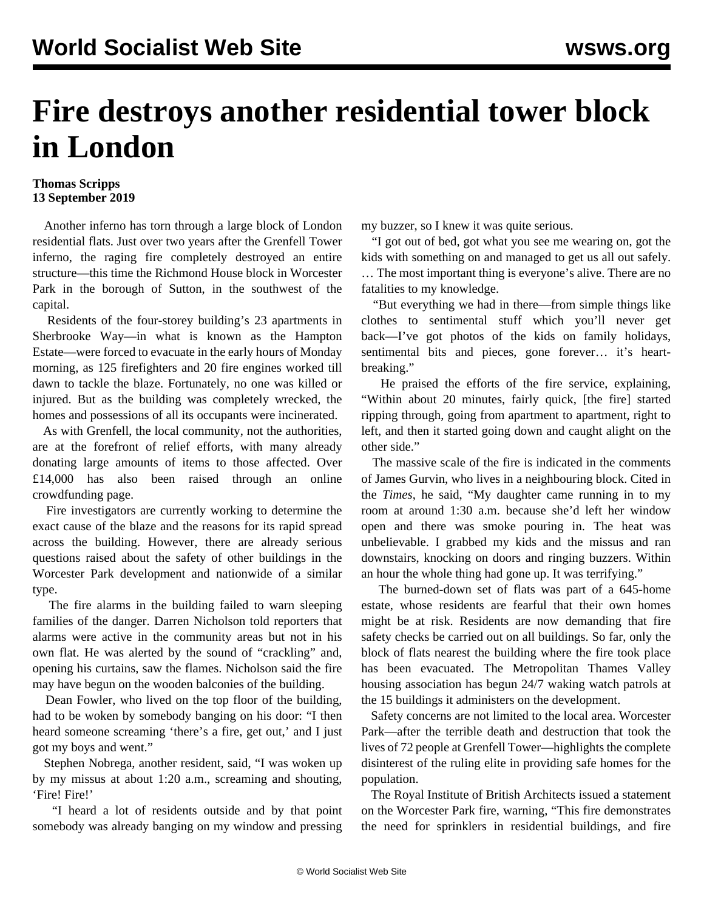# Fire destroys another residential tower block in London

**Thomas Scripps**
**13 September 2019**

Another inferno has torn through a large block of London residential flats. Just over two years after the Grenfell Tower inferno, the raging fire completely destroyed an entire structure—this time the Richmond House block in Worcester Park in the borough of Sutton, in the southwest of the capital.

Residents of the four-storey building's 23 apartments in Sherbrooke Way—in what is known as the Hampton Estate—were forced to evacuate in the early hours of Monday morning, as 125 firefighters and 20 fire engines worked till dawn to tackle the blaze. Fortunately, no one was killed or injured. But as the building was completely wrecked, the homes and possessions of all its occupants were incinerated.

As with Grenfell, the local community, not the authorities, are at the forefront of relief efforts, with many already donating large amounts of items to those affected. Over £14,000 has also been raised through an online crowdfunding page.

Fire investigators are currently working to determine the exact cause of the blaze and the reasons for its rapid spread across the building. However, there are already serious questions raised about the safety of other buildings in the Worcester Park development and nationwide of a similar type.

The fire alarms in the building failed to warn sleeping families of the danger. Darren Nicholson told reporters that alarms were active in the community areas but not in his own flat. He was alerted by the sound of "crackling" and, opening his curtains, saw the flames. Nicholson said the fire may have begun on the wooden balconies of the building.

Dean Fowler, who lived on the top floor of the building, had to be woken by somebody banging on his door: "I then heard someone screaming 'there's a fire, get out,' and I just got my boys and went."

Stephen Nobrega, another resident, said, "I was woken up by my missus at about 1:20 a.m., screaming and shouting, 'Fire! Fire!'

"I heard a lot of residents outside and by that point somebody was already banging on my window and pressing my buzzer, so I knew it was quite serious.

"I got out of bed, got what you see me wearing on, got the kids with something on and managed to get us all out safely. … The most important thing is everyone's alive. There are no fatalities to my knowledge.

"But everything we had in there—from simple things like clothes to sentimental stuff which you'll never get back—I've got photos of the kids on family holidays, sentimental bits and pieces, gone forever… it's heart-breaking."

He praised the efforts of the fire service, explaining, "Within about 20 minutes, fairly quick, [the fire] started ripping through, going from apartment to apartment, right to left, and then it started going down and caught alight on the other side."

The massive scale of the fire is indicated in the comments of James Gurvin, who lives in a neighbouring block. Cited in the *Times*, he said, "My daughter came running in to my room at around 1:30 a.m. because she'd left her window open and there was smoke pouring in. The heat was unbelievable. I grabbed my kids and the missus and ran downstairs, knocking on doors and ringing buzzers. Within an hour the whole thing had gone up. It was terrifying."

The burned-down set of flats was part of a 645-home estate, whose residents are fearful that their own homes might be at risk. Residents are now demanding that fire safety checks be carried out on all buildings. So far, only the block of flats nearest the building where the fire took place has been evacuated. The Metropolitan Thames Valley housing association has begun 24/7 waking watch patrols at the 15 buildings it administers on the development.

Safety concerns are not limited to the local area. Worcester Park—after the terrible death and destruction that took the lives of 72 people at Grenfell Tower—highlights the complete disinterest of the ruling elite in providing safe homes for the population.

The Royal Institute of British Architects issued a statement on the Worcester Park fire, warning, "This fire demonstrates the need for sprinklers in residential buildings, and fire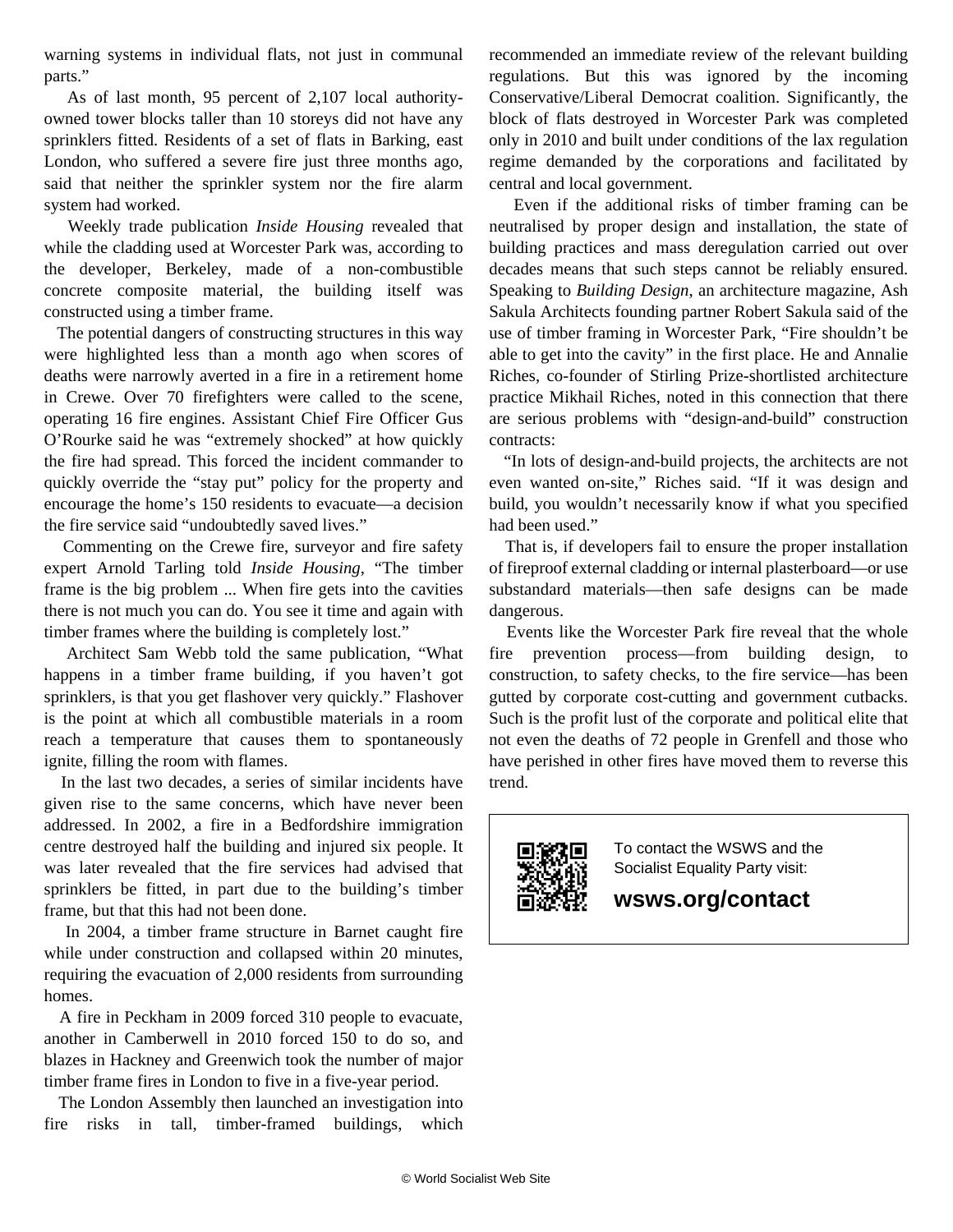warning systems in individual flats, not just in communal parts."

As of last month, 95 percent of 2,107 local authority-owned tower blocks taller than 10 storeys did not have any sprinklers fitted. Residents of a set of flats in Barking, east London, who suffered a severe fire just three months ago, said that neither the sprinkler system nor the fire alarm system had worked.

Weekly trade publication *Inside Housing* revealed that while the cladding used at Worcester Park was, according to the developer, Berkeley, made of a non-combustible concrete composite material, the building itself was constructed using a timber frame.

The potential dangers of constructing structures in this way were highlighted less than a month ago when scores of deaths were narrowly averted in a fire in a retirement home in Crewe. Over 70 firefighters were called to the scene, operating 16 fire engines. Assistant Chief Fire Officer Gus O'Rourke said he was "extremely shocked" at how quickly the fire had spread. This forced the incident commander to quickly override the "stay put" policy for the property and encourage the home's 150 residents to evacuate—a decision the fire service said "undoubtedly saved lives."

Commenting on the Crewe fire, surveyor and fire safety expert Arnold Tarling told *Inside Housing*, "The timber frame is the big problem ... When fire gets into the cavities there is not much you can do. You see it time and again with timber frames where the building is completely lost."

Architect Sam Webb told the same publication, "What happens in a timber frame building, if you haven't got sprinklers, is that you get flashover very quickly." Flashover is the point at which all combustible materials in a room reach a temperature that causes them to spontaneously ignite, filling the room with flames.

In the last two decades, a series of similar incidents have given rise to the same concerns, which have never been addressed. In 2002, a fire in a Bedfordshire immigration centre destroyed half the building and injured six people. It was later revealed that the fire services had advised that sprinklers be fitted, in part due to the building's timber frame, but that this had not been done.

In 2004, a timber frame structure in Barnet caught fire while under construction and collapsed within 20 minutes, requiring the evacuation of 2,000 residents from surrounding homes.

A fire in Peckham in 2009 forced 310 people to evacuate, another in Camberwell in 2010 forced 150 to do so, and blazes in Hackney and Greenwich took the number of major timber frame fires in London to five in a five-year period.

The London Assembly then launched an investigation into fire risks in tall, timber-framed buildings, which recommended an immediate review of the relevant building regulations. But this was ignored by the incoming Conservative/Liberal Democrat coalition. Significantly, the block of flats destroyed in Worcester Park was completed only in 2010 and built under conditions of the lax regulation regime demanded by the corporations and facilitated by central and local government.

Even if the additional risks of timber framing can be neutralised by proper design and installation, the state of building practices and mass deregulation carried out over decades means that such steps cannot be reliably ensured. Speaking to *Building Design*, an architecture magazine, Ash Sakula Architects founding partner Robert Sakula said of the use of timber framing in Worcester Park, "Fire shouldn't be able to get into the cavity" in the first place. He and Annalie Riches, co-founder of Stirling Prize-shortlisted architecture practice Mikhail Riches, noted in this connection that there are serious problems with "design-and-build" construction contracts:

"In lots of design-and-build projects, the architects are not even wanted on-site," Riches said. "If it was design and build, you wouldn't necessarily know if what you specified had been used."

That is, if developers fail to ensure the proper installation of fireproof external cladding or internal plasterboard—or use substandard materials—then safe designs can be made dangerous.

Events like the Worcester Park fire reveal that the whole fire prevention process—from building design, to construction, to safety checks, to the fire service—has been gutted by corporate cost-cutting and government cutbacks. Such is the profit lust of the corporate and political elite that not even the deaths of 72 people in Grenfell and those who have perished in other fires have moved them to reverse this trend.

To contact the WSWS and the Socialist Equality Party visit:

**wsws.org/contact**